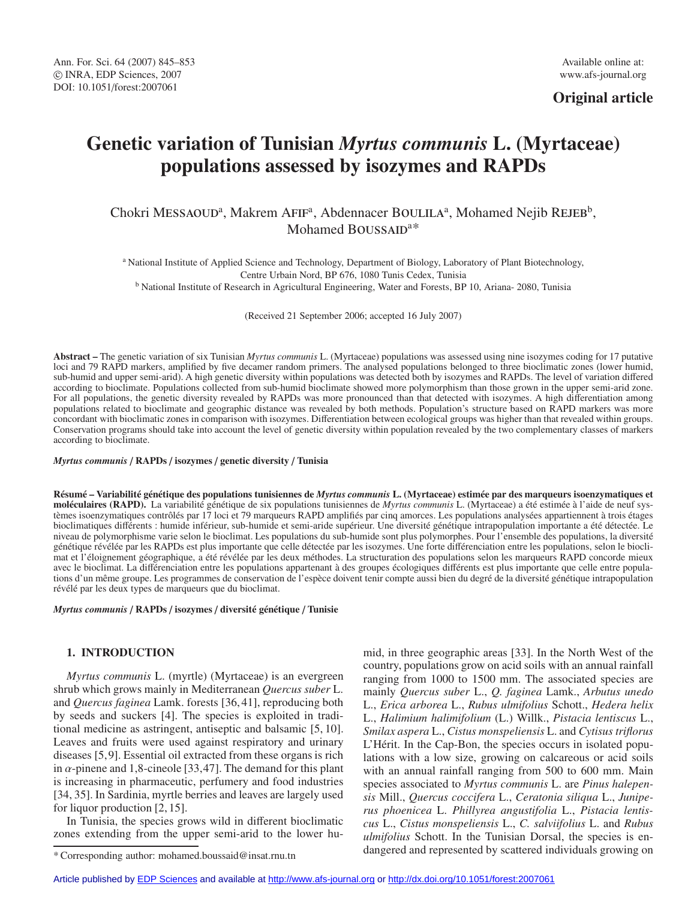Original article

# Genetic variation of Tunisian *Myrtus communis* L. (Myrtaceae) populations assessed by isozymes and RAPDs

Chokri MESSAOUD[a], Makrem AFIF[a], Abdennacer BOULILA[a], Mohamed Nejib REJEB[b], Mohamed BOUSSAID[a]*

[a] National Institute of Applied Science and Technology, Department of Biology, Laboratory of Plant Biotechnology, Centre Urbain Nord, BP 676, 1080 Tunis Cedex, Tunisia

[b] National Institute of Research in Agricultural Engineering, Water and Forests, BP 10, Ariana- 2080, Tunisia

(Received 21 September 2006; accepted 16 July 2007)

**Abstract –** The genetic variation of six Tunisian *Myrtus communis* L. (Myrtaceae) populations was assessed using nine isozymes coding for 17 putative loci and 79 RAPD markers, amplified by five decamer random primers. The analysed populations belonged to three bioclimatic zones (lower humid, sub-humid and upper semi-arid). A high genetic diversity within populations was detected both by isozymes and RAPDs. The level of variation differed according to bioclimate. Populations collected from sub-humid bioclimate showed more polymorphism than those grown in the upper semi-arid zone. For all populations, the genetic diversity revealed by RAPDs was more pronounced than that detected with isozymes. A high differentiation among populations related to bioclimate and geographic distance was revealed by both methods. Population's structure based on RAPD markers was more concordant with bioclimatic zones in comparison with isozymes. Differentiation between ecological groups was higher than that revealed within groups. Conservation programs should take into account the level of genetic diversity within population revealed by the two complementary classes of markers according to bioclimate.

***Myrtus communis* / RAPDs / isozymes / genetic diversity / Tunisia**

**Résumé – Variabilité génétique des populations tunisiennes de *Myrtus communis* L. (Myrtaceae) estimée par des marqueurs isoenzymatiques et moléculaires (RAPD).** La variabilité génétique de six populations tunisiennes de *Myrtus communis* L. (Myrtaceae) a été estimée à l'aide de neuf systèmes isoenzymatiques contrôlés par 17 loci et 79 marqueurs RAPD amplifiés par cinq amorces. Les populations analysées appartiennent à trois étages bioclimatiques différents : humide inférieur, sub-humide et semi-aride supérieur. Une diversité génétique intrapopulation importante a été détectée. Le niveau de polymorphisme varie selon le bioclimat. Les populations du sub-humide sont plus polymorphes. Pour l'ensemble des populations, la diversité génétique révélée par les RAPDs est plus importante que celle détectée par les isozymes. Une forte différenciation entre les populations, selon le bioclimat et l'éloignement géographique, a été révélée par les deux méthodes. La structuration des populations selon les marqueurs RAPD concorde mieux avec le bioclimat. La différenciation entre les populations appartenant à des groupes écologiques différents est plus importante que celle entre populations d'un même groupe. Les programmes de conservation de l'espèce doivent tenir compte aussi bien du degré de la diversité génétique intrapopulation révélé par les deux types de marqueurs que du bioclimat.

***Myrtus communis* / RAPDs / isozymes / diversité génétique / Tunisie**

## 1. INTRODUCTION

*Myrtus communis* L. (myrtle) (Myrtaceae) is an evergreen shrub which grows mainly in Mediterranean *Quercus suber* L. and *Quercus faginea* Lamk. forests [36, 41], reproducing both by seeds and suckers [4]. The species is exploited in traditional medicine as astringent, antiseptic and balsamic [5, 10]. Leaves and fruits were used against respiratory and urinary diseases [5, 9]. Essential oil extracted from these organs is rich in $\alpha$-pinene and 1,8-cineole [33, 47]. The demand for this plant is increasing in pharmaceutic, perfumery and food industries [34, 35]. In Sardinia, myrtle berries and leaves are largely used for liquor production [2, 15].

In Tunisia, the species grows wild in different bioclimatic zones extending from the upper semi-arid to the lower humid, in three geographic areas [33]. In the North West of the country, populations grow on acid soils with an annual rainfall ranging from 1000 to 1500 mm. The associated species are mainly *Quercus suber* L., *Q. faginea* Lamk., *Arbutus unedo* L., *Erica arborea* L., *Rubus ulmifolius* Schott., *Hedera helix* L., *Halimium halimifolium* (L.) Willk., *Pistacia lentiscus* L., *Smilax aspera* L., *Cistus monspeliensis* L. and *Cytisus triflorus* L'Hérit. In the Cap-Bon, the species occurs in isolated populations with a low size, growing on calcareous or acid soils with an annual rainfall ranging from 500 to 600 mm. Main species associated to *Myrtus communis* L. are *Pinus halepensis* Mill., *Quercus coccifera* L., *Ceratonia siliqua* L., *Juniperus phoenicea* L. *Phillyrea angustifolia* L., *Pistacia lentiscus* L., *Cistus monspeliensis* L., *C. salviifolius* L. and *Rubus ulmifolius* Schott. In the Tunisian Dorsal, the species is endangered and represented by scattered individuals growing on

\* Corresponding author: mohamed.boussaid@insat.rnu.tn

Article published by EDP Sciences and available at http://www.afs-journal.org or http://dx.doi.org/10.1051/forest:2007061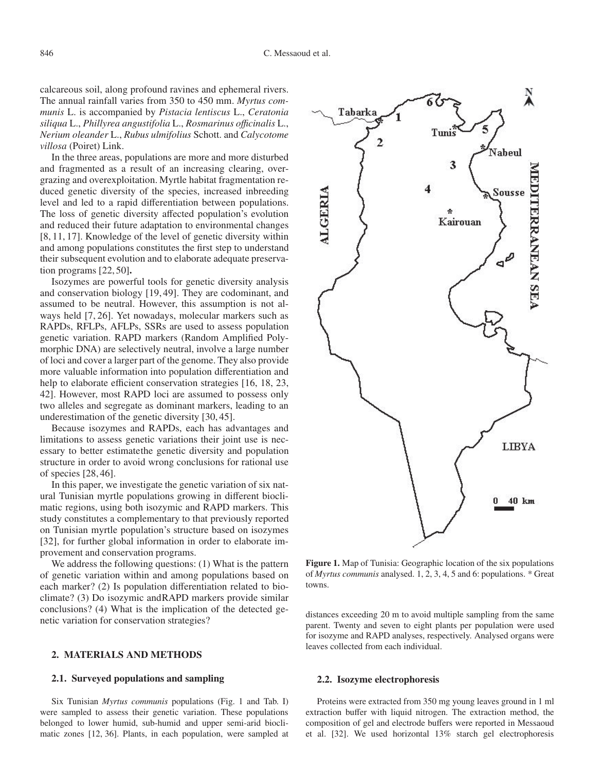calcareous soil, along profound ravines and ephemeral rivers. The annual rainfall varies from 350 to 450 mm. *Myrtus communis* L. is accompanied by *Pistacia lentiscus* L., *Ceratonia siliqua* L., *Phillyrea angustifolia* L., *Rosmarinus officinalis* L., *Nerium oleander* L., *Rubus ulmifolius* Schott. and *Calycotome villosa* (Poiret) Link.

In the three areas, populations are more and more disturbed and fragmented as a result of an increasing clearing, overgrazing and overexploitation. Myrtle habitat fragmentation reduced genetic diversity of the species, increased inbreeding level and led to a rapid differentiation between populations. The loss of genetic diversity affected population's evolution and reduced their future adaptation to environmental changes [8, 11, 17]. Knowledge of the level of genetic diversity within and among populations constitutes the first step to understand their subsequent evolution and to elaborate adequate preservation programs [22, 50]**.**

Isozymes are powerful tools for genetic diversity analysis and conservation biology [19, 49]. They are codominant, and assumed to be neutral. However, this assumption is not always held [7, 26]. Yet nowadays, molecular markers such as RAPDs, RFLPs, AFLPs, SSRs are used to assess population genetic variation. RAPD markers (Random Amplified Polymorphic DNA) are selectively neutral, involve a large number of loci and cover a larger part of the genome. They also provide more valuable information into population differentiation and help to elaborate efficient conservation strategies [16, 18, 23, 42]. However, most RAPD loci are assumed to possess only two alleles and segregate as dominant markers, leading to an underestimation of the genetic diversity [30, 45].

Because isozymes and RAPDs, each has advantages and limitations to assess genetic variations their joint use is necessary to better estimatethe genetic diversity and population structure in order to avoid wrong conclusions for rational use of species [28, 46].

In this paper, we investigate the genetic variation of six natural Tunisian myrtle populations growing in different bioclimatic regions, using both isozymic and RAPD markers. This study constitutes a complementary to that previously reported on Tunisian myrtle population's structure based on isozymes [32], for further global information in order to elaborate improvement and conservation programs.

We address the following questions: (1) What is the pattern of genetic variation within and among populations based on each marker? (2) Is population differentiation related to bioclimate? (3) Do isozymic andRAPD markers provide similar conclusions? (4) What is the implication of the detected genetic variation for conservation strategies?

**Figure 1.** Map of Tunisia: Geographic location of the six populations of *Myrtus communis* analysed. 1, 2, 3, 4, 5 and 6: populations. * Great towns.

## 2. MATERIALS AND METHODS

### 2.1. Surveyed populations and sampling

Six Tunisian *Myrtus communis* populations (Fig. 1 and Tab. I) were sampled to assess their genetic variation. These populations belonged to lower humid, sub-humid and upper semi-arid bioclimatic zones [12, 36]. Plants, in each population, were sampled at distances exceeding 20 m to avoid multiple sampling from the same parent. Twenty and seven to eight plants per population were used for isozyme and RAPD analyses, respectively. Analysed organs were leaves collected from each individual.

### 2.2. Isozyme electrophoresis

Proteins were extracted from 350 mg young leaves ground in 1 ml extraction buffer with liquid nitrogen. The extraction method, the composition of gel and electrode buffers were reported in Messaoud et al. [32]. We used horizontal 13% starch gel electrophoresis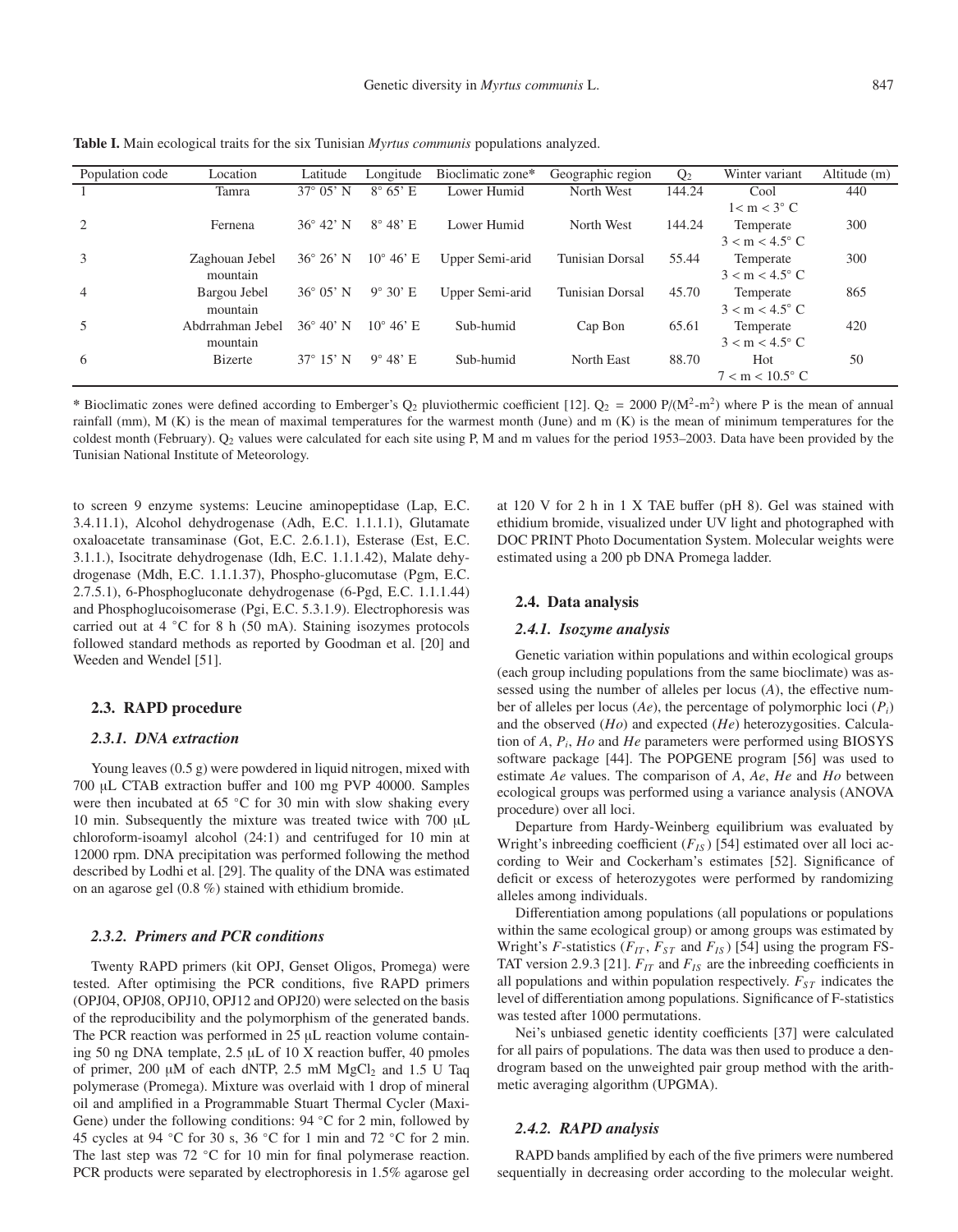**Table I.** Main ecological traits for the six Tunisian *Myrtus communis* populations analyzed.

| Population code | Location | Latitude | Longitude | Bioclimatic zone* | Geographic region | $Q_2$ | Winter variant | Altitude (m) |
|---|---|---|---|---|---|---|---|---|
| 1 | Tamra | 37° 05' N | 8° 65' E | Lower Humid | North West | 144.24 | Cool 1< m < 3° C | 440 |
| 2 | Fernena | 36° 42' N | 8° 48' E | Lower Humid | North West | 144.24 | Temperate 3 < m < 4.5° C | 300 |
| 3 | Zaghouan Jebel mountain | 36° 26' N | 10° 46' E | Upper Semi-arid | Tunisian Dorsal | 55.44 | Temperate 3 < m < 4.5° C | 300 |
| 4 | Bargou Jebel mountain | 36° 05' N | 9° 30' E | Upper Semi-arid | Tunisian Dorsal | 45.70 | Temperate 3 < m < 4.5° C | 865 |
| 5 | Abdrrahman Jebel mountain | 36° 40' N | 10° 46' E | Sub-humid | Cap Bon | 65.61 | Temperate 3 < m < 4.5° C | 420 |
| 6 | Bizerte | 37° 15' N | 9° 48' E | Sub-humid | North East | 88.70 | Hot 7 < m < 10.5° C | 50 |

\* Bioclimatic zones were defined according to Emberger's $Q_2$ pluviothermic coefficient [12]. $Q_2 = 2000\ P/(M^2\text{-}m^2)$ where P is the mean of annual rainfall (mm), M (K) is the mean of maximal temperatures for the warmest month (June) and m (K) is the mean of minimum temperatures for the coldest month (February). $Q_2$ values were calculated for each site using P, M and m values for the period 1953–2003. Data have been provided by the Tunisian National Institute of Meteorology.

to screen 9 enzyme systems: Leucine aminopeptidase (Lap, E.C. 3.4.11.1), Alcohol dehydrogenase (Adh, E.C. 1.1.1.1), Glutamate oxaloacetate transaminase (Got, E.C. 2.6.1.1), Esterase (Est, E.C. 3.1.1.), Isocitrate dehydrogenase (Idh, E.C. 1.1.1.42), Malate dehydrogenase (Mdh, E.C. 1.1.1.37), Phospho-glucomutase (Pgm, E.C. 2.7.5.1), 6-Phosphogluconate dehydrogenase (6-Pgd, E.C. 1.1.1.44) and Phosphoglucoisomerase (Pgi, E.C. 5.3.1.9). Electrophoresis was carried out at 4 °C for 8 h (50 mA). Staining isozymes protocols followed standard methods as reported by Goodman et al. [20] and Weeden and Wendel [51].

### 2.3. RAPD procedure

#### 2.3.1. DNA extraction

Young leaves (0.5 g) were powdered in liquid nitrogen, mixed with 700 µL CTAB extraction buffer and 100 mg PVP 40000. Samples were then incubated at 65 °C for 30 min with slow shaking every 10 min. Subsequently the mixture was treated twice with 700 µL chloroform-isoamyl alcohol (24:1) and centrifuged for 10 min at 12000 rpm. DNA precipitation was performed following the method described by Lodhi et al. [29]. The quality of the DNA was estimated on an agarose gel (0.8 %) stained with ethidium bromide.

#### 2.3.2. Primers and PCR conditions

Twenty RAPD primers (kit OPJ, Genset Oligos, Promega) were tested. After optimising the PCR conditions, five RAPD primers (OPJ04, OPJ08, OPJ10, OPJ12 and OPJ20) were selected on the basis of the reproducibility and the polymorphism of the generated bands. The PCR reaction was performed in 25 µL reaction volume containing 50 ng DNA template, 2.5 µL of 10 X reaction buffer, 40 pmoles of primer, 200 µM of each dNTP, 2.5 mM $MgCl_2$ and 1.5 U Taq polymerase (Promega). Mixture was overlaid with 1 drop of mineral oil and amplified in a Programmable Stuart Thermal Cycler (Maxi-Gene) under the following conditions: 94 °C for 2 min, followed by 45 cycles at 94 °C for 30 s, 36 °C for 1 min and 72 °C for 2 min. The last step was 72 °C for 10 min for final polymerase reaction. PCR products were separated by electrophoresis in 1.5% agarose gel at 120 V for 2 h in 1 X TAE buffer (pH 8). Gel was stained with ethidium bromide, visualized under UV light and photographed with DOC PRINT Photo Documentation System. Molecular weights were estimated using a 200 pb DNA Promega ladder.

### 2.4. Data analysis

#### 2.4.1. Isozyme analysis

Genetic variation within populations and within ecological groups (each group including populations from the same bioclimate) was assessed using the number of alleles per locus ($A$), the effective number of alleles per locus ($Ae$), the percentage of polymorphic loci ($P_i$) and the observed ($Ho$) and expected ($He$) heterozygosities. Calculation of $A$, $P_i$, $Ho$ and $He$ parameters were performed using BIOSYS software package [44]. The POPGENE program [56] was used to estimate $Ae$ values. The comparison of $A$, $Ae$, $He$ and $Ho$ between ecological groups was performed using a variance analysis (ANOVA procedure) over all loci.

Departure from Hardy-Weinberg equilibrium was evaluated by Wright's inbreeding coefficient ($F_{IS}$) [54] estimated over all loci according to Weir and Cockerham's estimates [52]. Significance of deficit or excess of heterozygotes were performed by randomizing alleles among individuals.

Differentiation among populations (all populations or populations within the same ecological group) or among groups was estimated by Wright's *F*-statistics ($F_{IT}$, $F_{ST}$ and $F_{IS}$) [54] using the program FSTAT version 2.9.3 [21]. $F_{IT}$ and $F_{IS}$ are the inbreeding coefficients in all populations and within population respectively. $F_{ST}$ indicates the level of differentiation among populations. Significance of F-statistics was tested after 1000 permutations.

Nei's unbiased genetic identity coefficients [37] were calculated for all pairs of populations. The data was then used to produce a dendrogram based on the unweighted pair group method with the arithmetic averaging algorithm (UPGMA).

#### 2.4.2. RAPD analysis

RAPD bands amplified by each of the five primers were numbered sequentially in decreasing order according to the molecular weight.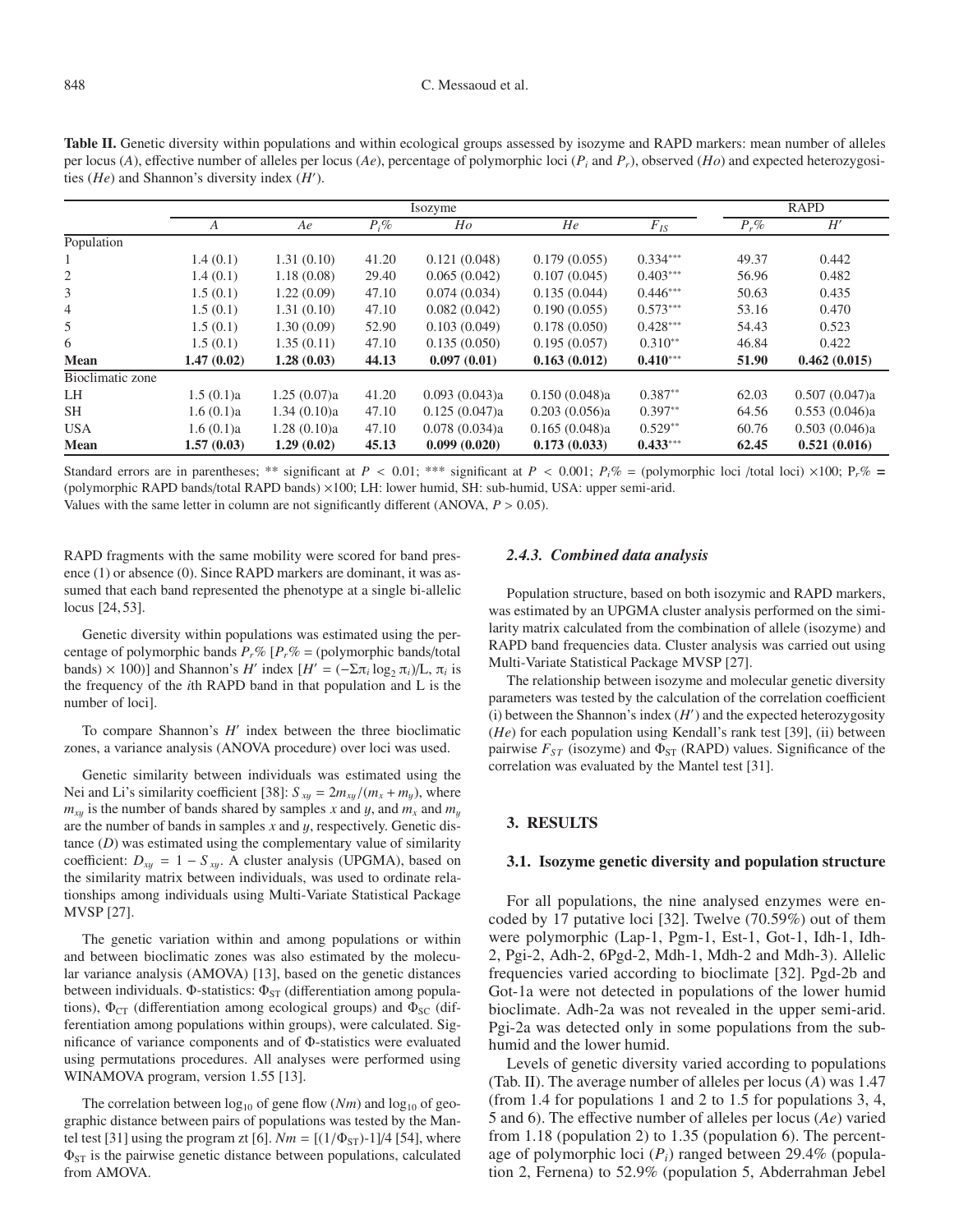**Table II.** Genetic diversity within populations and within ecological groups assessed by isozyme and RAPD markers: mean number of alleles per locus ($A$), effective number of alleles per locus ($Ae$), percentage of polymorphic loci ($P_i$ and $P_r$), observed ($Ho$) and expected heterozygosities ($He$) and Shannon's diversity index ($H'$).

| | Isozyme | | | | | | RAPD | |
|---|---|---|---|---|---|---|---|---|
| | $A$ | $Ae$ | $P_i$% | $Ho$ | $He$ | $F_{IS}$ | $P_r$% | $H'$ |
| Population | | | | | | | | |
| 1 | 1.4 (0.1) | 1.31 (0.10) | 41.20 | 0.121 (0.048) | 0.179 (0.055) | 0.334*** | 49.37 | 0.442 |
| 2 | 1.4 (0.1) | 1.18 (0.08) | 29.40 | 0.065 (0.042) | 0.107 (0.045) | 0.403*** | 56.96 | 0.482 |
| 3 | 1.5 (0.1) | 1.22 (0.09) | 47.10 | 0.074 (0.034) | 0.135 (0.044) | 0.446*** | 50.63 | 0.435 |
| 4 | 1.5 (0.1) | 1.31 (0.10) | 47.10 | 0.082 (0.042) | 0.190 (0.055) | 0.573*** | 53.16 | 0.470 |
| 5 | 1.5 (0.1) | 1.30 (0.09) | 52.90 | 0.103 (0.049) | 0.178 (0.050) | 0.428*** | 54.43 | 0.523 |
| 6 | 1.5 (0.1) | 1.35 (0.11) | 47.10 | 0.135 (0.050) | 0.195 (0.057) | 0.310** | 46.84 | 0.422 |
| **Mean** | **1.47 (0.02)** | **1.28 (0.03)** | **44.13** | **0.097 (0.01)** | **0.163 (0.012)** | **0.410***** | **51.90** | **0.462 (0.015)** |
| Bioclimatic zone | | | | | | | | |
| LH | 1.5 (0.1)a | 1.25 (0.07)a | 41.20 | 0.093 (0.043)a | 0.150 (0.048)a | 0.387** | 62.03 | 0.507 (0.047)a |
| SH | 1.6 (0.1)a | 1.34 (0.10)a | 47.10 | 0.125 (0.047)a | 0.203 (0.056)a | 0.397** | 64.56 | 0.553 (0.046)a |
| USA | 1.6 (0.1)a | 1.28 (0.10)a | 47.10 | 0.078 (0.034)a | 0.165 (0.048)a | 0.529** | 60.76 | 0.503 (0.046)a |
| **Mean** | **1.57 (0.03)** | **1.29 (0.02)** | **45.13** | **0.099 (0.020)** | **0.173 (0.033)** | **0.433***** | **62.45** | **0.521 (0.016)** |

Standard errors are in parentheses; ** significant at $P < 0.01$; *** significant at $P < 0.001$; $P_i\% =$ (polymorphic loci /total loci) ×100; $P_r\% =$ (polymorphic RAPD bands/total RAPD bands) ×100; LH: lower humid, SH: sub-humid, USA: upper semi-arid.
Values with the same letter in column are not significantly different (ANOVA, $P > 0.05$).

RAPD fragments with the same mobility were scored for band presence (1) or absence (0). Since RAPD markers are dominant, it was assumed that each band represented the phenotype at a single bi-allelic locus [24, 53].

Genetic diversity within populations was estimated using the percentage of polymorphic bands $P_r\%$ [$P_r\%$ = (polymorphic bands/total bands) × 100)] and Shannon's $H'$ index [$H' = (-\Sigma\pi_i \log_2 \pi_i)/L$, $\pi_i$ is the frequency of the $i$th RAPD band in that population and L is the number of loci].

To compare Shannon's $H'$ index between the three bioclimatic zones, a variance analysis (ANOVA procedure) over loci was used.

Genetic similarity between individuals was estimated using the Nei and Li's similarity coefficient [38]: $S_{xy} = 2m_{xy}/(m_x + m_y)$, where $m_{xy}$ is the number of bands shared by samples $x$ and $y$, and $m_x$ and $m_y$ are the number of bands in samples $x$ and $y$, respectively. Genetic distance ($D$) was estimated using the complementary value of similarity coefficient: $D_{xy} = 1 - S_{xy}$. A cluster analysis (UPGMA), based on the similarity matrix between individuals, was used to ordinate relationships among individuals using Multi-Variate Statistical Package MVSP [27].

The genetic variation within and among populations or within and between bioclimatic zones was also estimated by the molecular variance analysis (AMOVA) [13], based on the genetic distances between individuals. Φ-statistics: $\Phi_{ST}$ (differentiation among populations), $\Phi_{CT}$ (differentiation among ecological groups) and $\Phi_{SC}$ (differentiation among populations within groups), were calculated. Significance of variance components and of Φ-statistics were evaluated using permutations procedures. All analyses were performed using WINAMOVA program, version 1.55 [13].

The correlation between $\log_{10}$ of gene flow ($Nm$) and $\log_{10}$ of geographic distance between pairs of populations was tested by the Mantel test [31] using the program zt [6]. $Nm = [(1/\Phi_{ST})-1]/4$ [54], where $\Phi_{ST}$ is the pairwise genetic distance between populations, calculated from AMOVA.

### 2.4.3. Combined data analysis

Population structure, based on both isozymic and RAPD markers, was estimated by an UPGMA cluster analysis performed on the similarity matrix calculated from the combination of allele (isozyme) and RAPD band frequencies data. Cluster analysis was carried out using Multi-Variate Statistical Package MVSP [27].

The relationship between isozyme and molecular genetic diversity parameters was tested by the calculation of the correlation coefficient (i) between the Shannon's index ($H'$) and the expected heterozygosity ($He$) for each population using Kendall's rank test [39], (ii) between pairwise $F_{ST}$ (isozyme) and $\Phi_{ST}$ (RAPD) values. Significance of the correlation was evaluated by the Mantel test [31].

## 3. RESULTS

### 3.1. Isozyme genetic diversity and population structure

For all populations, the nine analysed enzymes were encoded by 17 putative loci [32]. Twelve (70.59%) out of them were polymorphic (Lap-1, Pgm-1, Est-1, Got-1, Idh-1, Idh-2, Pgi-2, Adh-2, 6Pgd-2, Mdh-1, Mdh-2 and Mdh-3). Allelic frequencies varied according to bioclimate [32]. Pgd-2b and Got-1a were not detected in populations of the lower humid bioclimate. Adh-2a was not revealed in the upper semi-arid. Pgi-2a was detected only in some populations from the sub-humid and the lower humid.

Levels of genetic diversity varied according to populations (Tab. II). The average number of alleles per locus ($A$) was 1.47 (from 1.4 for populations 1 and 2 to 1.5 for populations 3, 4, 5 and 6). The effective number of alleles per locus ($Ae$) varied from 1.18 (population 2) to 1.35 (population 6). The percentage of polymorphic loci ($P_i$) ranged between 29.4% (population 2, Fernena) to 52.9% (population 5, Abderrahman Jebel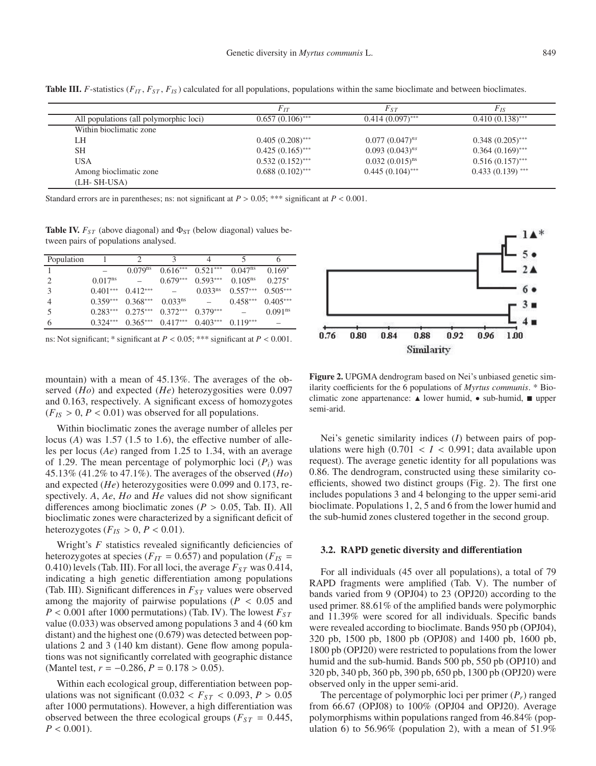**Table III.** *F*-statistics ($F_{IT}$, $F_{ST}$, $F_{IS}$) calculated for all populations, populations within the same bioclimate and between bioclimates.

| | $F_{IT}$ | $F_{ST}$ | $F_{IS}$ |
|---|---|---|---|
| All populations (all polymorphic loci) | 0.657 (0.106)*** | 0.414 (0.097)*** | 0.410 (0.138)*** |
| Within bioclimatic zone | | | |
| LH | 0.405 (0.208)*** | 0.077 (0.047)$^{ns}$ | 0.348 (0.205)*** |
| SH | 0.425 (0.165)*** | 0.093 (0.043)$^{ns}$ | 0.364 (0.169)*** |
| USA | 0.532 (0.152)*** | 0.032 (0.015)$^{ns}$ | 0.516 (0.157)*** |
| Among bioclimatic zone (LH- SH-USA) | 0.688 (0.102)*** | 0.445 (0.104)*** | 0.433 (0.139) *** |

Standard errors are in parentheses; ns: not significant at $P > 0.05$; *** significant at $P < 0.001$.

**Table IV.** $F_{ST}$ (above diagonal) and $\Phi_{ST}$ (below diagonal) values between pairs of populations analysed.

| Population | 1 | 2 | 3 | 4 | 5 | 6 |
|---|---|---|---|---|---|---|
| 1 | – | 0.079$^{ns}$ | 0.616*** | 0.521*** | 0.047$^{ns}$ | 0.169* |
| 2 | 0.017$^{ns}$ | – | 0.679*** | 0.593*** | 0.105$^{ns}$ | 0.275* |
| 3 | 0.401*** | 0.412*** | – | 0.033$^{ns}$ | 0.557*** | 0.505*** |
| 4 | 0.359*** | 0.368*** | 0.033$^{ns}$ | – | 0.458*** | 0.405*** |
| 5 | 0.283*** | 0.275*** | 0.372*** | 0.379*** | – | 0.091$^{ns}$ |
| 6 | 0.324*** | 0.365*** | 0.417*** | 0.403*** | 0.119*** | – |

ns: Not significant; * significant at $P < 0.05$; *** significant at $P < 0.001$.

**Figure 2.** UPGMA dendrogram based on Nei's unbiased genetic similarity coefficients for the 6 populations of *Myrtus communis*. * Bioclimatic zone appartenance: ▲ lower humid, • sub-humid, ■ upper semi-arid.

mountain) with a mean of 45.13%. The averages of the observed (*Ho*) and expected (*He*) heterozygosities were 0.097 and 0.163, respectively. A significant excess of homozygotes ($F_{IS} > 0$, $P < 0.01$) was observed for all populations.

Within bioclimatic zones the average number of alleles per locus (*A*) was 1.57 (1.5 to 1.6), the effective number of alleles per locus (*Ae*) ranged from 1.25 to 1.34, with an average of 1.29. The mean percentage of polymorphic loci ($P_i$) was 45.13% (41.2% to 47.1%). The averages of the observed (*Ho*) and expected (*He*) heterozygosities were 0.099 and 0.173, respectively. *A*, *Ae*, *Ho* and *He* values did not show significant differences among bioclimatic zones ($P > 0.05$, Tab. II). All bioclimatic zones were characterized by a significant deficit of heterozygotes ($F_{IS} > 0$, $P < 0.01$).

Wright's *F* statistics revealed significantly deficiencies of heterozygotes at species ($F_{IT} = 0.657$) and population ($F_{IS} = 0.410$) levels (Tab. III). For all loci, the average $F_{ST}$ was 0.414, indicating a high genetic differentiation among populations (Tab. III). Significant differences in $F_{ST}$ values were observed among the majority of pairwise populations ($P < 0.05$ and $P < 0.001$ after 1000 permutations) (Tab. IV). The lowest $F_{ST}$ value (0.033) was observed among populations 3 and 4 (60 km distant) and the highest one (0.679) was detected between populations 2 and 3 (140 km distant). Gene flow among populations was not significantly correlated with geographic distance (Mantel test, $r = -0.286$, $P = 0.178 > 0.05$).

Within each ecological group, differentiation between populations was not significant ($0.032 < F_{ST} < 0.093$, $P > 0.05$ after 1000 permutations). However, a high differentiation was observed between the three ecological groups ($F_{ST} = 0.445$, $P < 0.001$).

Nei's genetic similarity indices (*I*) between pairs of populations were high ($0.701 < I < 0.991$; data available upon request). The average genetic identity for all populations was 0.86. The dendrogram, constructed using these similarity coefficients, showed two distinct groups (Fig. 2). The first one includes populations 3 and 4 belonging to the upper semi-arid bioclimate. Populations 1, 2, 5 and 6 from the lower humid and the sub-humid zones clustered together in the second group.

### 3.2. RAPD genetic diversity and differentiation

For all individuals (45 over all populations), a total of 79 RAPD fragments were amplified (Tab. V). The number of bands varied from 9 (OPJ04) to 23 (OPJ20) according to the used primer. 88.61% of the amplified bands were polymorphic and 11.39% were scored for all individuals. Specific bands were revealed according to bioclimate. Bands 950 pb (OPJ04), 320 pb, 1500 pb, 1800 pb (OPJ08) and 1400 pb, 1600 pb, 1800 pb (OPJ20) were restricted to populations from the lower humid and the sub-humid. Bands 500 pb, 550 pb (OPJ10) and 320 pb, 340 pb, 360 pb, 390 pb, 650 pb, 1300 pb (OPJ20) were observed only in the upper semi-arid.

The percentage of polymorphic loci per primer ($P_r$) ranged from 66.67 (OPJ08) to 100% (OPJ04 and OPJ20). Average polymorphisms within populations ranged from 46.84% (population 6) to 56.96% (population 2), with a mean of 51.9%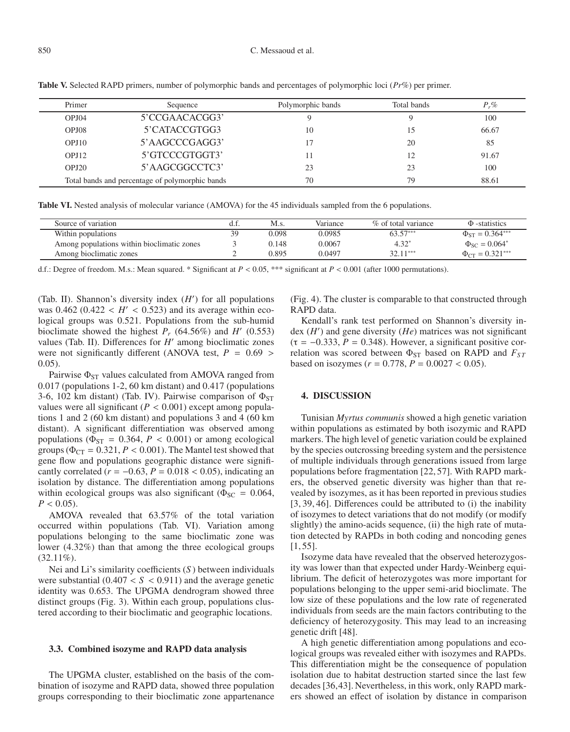**Table V.** Selected RAPD primers, number of polymorphic bands and percentages of polymorphic loci ($Pr$%) per primer.

| Primer | Sequence | Polymorphic bands | Total bands | $P_r$% |
|---|---|---|---|---|
| OPJ04 | 5'CCGAACACGG3' | 9 | 9 | 100 |
| OPJ08 | 5'CATACCGTGG3 | 10 | 15 | 66.67 |
| OPJ10 | 5'AAGCCCGAGG3' | 17 | 20 | 85 |
| OPJ12 | 5'GTCCCGTGGT3' | 11 | 12 | 91.67 |
| OPJ20 | 5'AAGCGGCCTC3' | 23 | 23 | 100 |
| Total bands and percentage of polymorphic bands | | 70 | 79 | 88.61 |

**Table VI.** Nested analysis of molecular variance (AMOVA) for the 45 individuals sampled from the 6 populations.

| Source of variation | d.f. | M.s. | Variance | % of total variance | Φ -statistics |
|---|---|---|---|---|---|
| Within populations | 39 | 0.098 | 0.0985 | 63.57*** | $\Phi_{ST} = 0.364$*** |
| Among populations within bioclimatic zones | 3 | 0.148 | 0.0067 | 4.32* | $\Phi_{SC} = 0.064$* |
| Among bioclimatic zones | 2 | 0.895 | 0.0497 | 32.11*** | $\Phi_{CT} = 0.321$*** |

d.f.: Degree of freedom. M.s.: Mean squared. * Significant at $P < 0.05$, *** significant at $P < 0.001$ (after 1000 permutations).

(Tab. II). Shannon's diversity index ($H'$) for all populations was 0.462 ($0.422 < H' < 0.523$) and its average within ecological groups was 0.521. Populations from the sub-humid bioclimate showed the highest $P_r$ (64.56%) and $H'$ (0.553) values (Tab. II). Differences for $H'$ among bioclimatic zones were not significantly different (ANOVA test, $P = 0.69 > 0.05$).

Pairwise $\Phi_{ST}$ values calculated from AMOVA ranged from 0.017 (populations 1-2, 60 km distant) and 0.417 (populations 3-6, 102 km distant) (Tab. IV). Pairwise comparison of $\Phi_{ST}$ values were all significant ($P < 0.001$) except among populations 1 and 2 (60 km distant) and populations 3 and 4 (60 km distant). A significant differentiation was observed among populations ($\Phi_{ST} = 0.364$, $P < 0.001$) or among ecological groups ($\Phi_{CT} = 0.321$, $P < 0.001$). The Mantel test showed that gene flow and populations geographic distance were significantly correlated ($r = -0.63$, $P = 0.018 < 0.05$), indicating an isolation by distance. The differentiation among populations within ecological groups was also significant ($\Phi_{SC} = 0.064$, $P < 0.05$).

AMOVA revealed that 63.57% of the total variation occurred within populations (Tab. VI). Variation among populations belonging to the same bioclimatic zone was lower (4.32%) than that among the three ecological groups (32.11%).

Nei and Li's similarity coefficients ($S$) between individuals were substantial ($0.407 < S < 0.911$) and the average genetic identity was 0.653. The UPGMA dendrogram showed three distinct groups (Fig. 3). Within each group, populations clustered according to their bioclimatic and geographic locations.

### 3.3. Combined isozyme and RAPD data analysis

The UPGMA cluster, established on the basis of the combination of isozyme and RAPD data, showed three population groups corresponding to their bioclimatic zone appartenance (Fig. 4). The cluster is comparable to that constructed through RAPD data.

Kendall's rank test performed on Shannon's diversity index ($H'$) and gene diversity ($He$) matrices was not significant ($\tau = -0.333$, $P = 0.348$). However, a significant positive correlation was scored between $\Phi_{ST}$ based on RAPD and $F_{ST}$ based on isozymes ($r = 0.778$, $P = 0.0027 < 0.05$).

## 4. DISCUSSION

Tunisian *Myrtus communis* showed a high genetic variation within populations as estimated by both isozymic and RAPD markers. The high level of genetic variation could be explained by the species outcrossing breeding system and the persistence of multiple individuals through generations issued from large populations before fragmentation [22, 57]. With RAPD markers, the observed genetic diversity was higher than that revealed by isozymes, as it has been reported in previous studies [3, 39, 46]. Differences could be attributed to (i) the inability of isozymes to detect variations that do not modify (or modify slightly) the amino-acids sequence, (ii) the high rate of mutation detected by RAPDs in both coding and noncoding genes [1, 55].

Isozyme data have revealed that the observed heterozygosity was lower than that expected under Hardy-Weinberg equilibrium. The deficit of heterozygotes was more important for populations belonging to the upper semi-arid bioclimate. The low size of these populations and the low rate of regenerated individuals from seeds are the main factors contributing to the deficiency of heterozygosity. This may lead to an increasing genetic drift [48].

A high genetic differentiation among populations and ecological groups was revealed either with isozymes and RAPDs. This differentiation might be the consequence of population isolation due to habitat destruction started since the last few decades [36, 43]. Nevertheless, in this work, only RAPD markers showed an effect of isolation by distance in comparison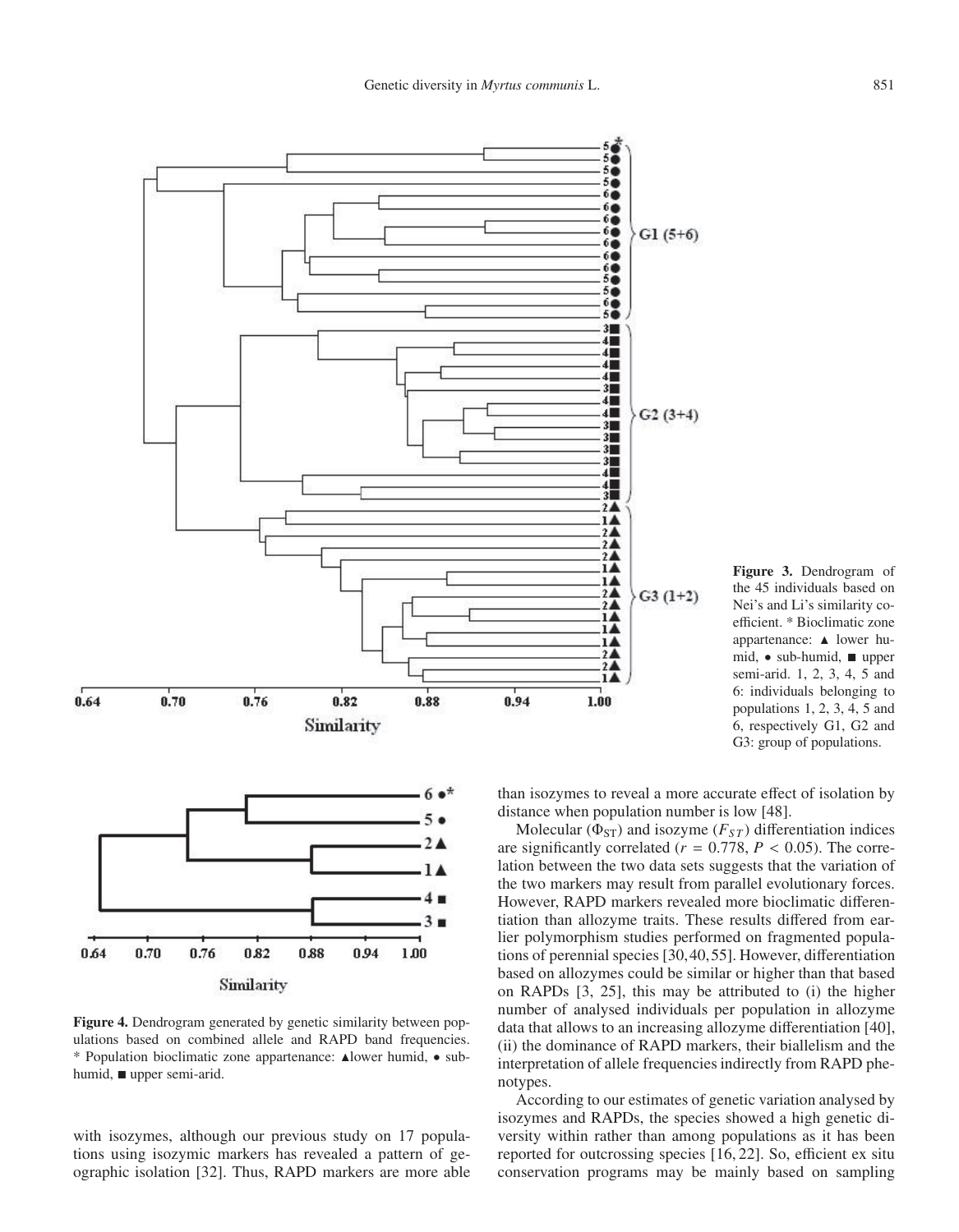**Figure 3.** Dendrogram of the 45 individuals based on Nei's and Li's similarity coefficient. * Bioclimatic zone appartenance: ▲ lower humid, • sub-humid, ■ upper semi-arid. 1, 2, 3, 4, 5 and 6: individuals belonging to populations 1, 2, 3, 4, 5 and 6, respectively G1, G2 and G3: group of populations.

**Figure 4.** Dendrogram generated by genetic similarity between populations based on combined allele and RAPD band frequencies. * Population bioclimatic zone appartenance: ▲lower humid, • sub-humid, ■ upper semi-arid.

with isozymes, although our previous study on 17 populations using isozymic markers has revealed a pattern of geographic isolation [32]. Thus, RAPD markers are more able than isozymes to reveal a more accurate effect of isolation by distance when population number is low [48].

Molecular ($\Phi_{ST}$) and isozyme ($F_{ST}$) differentiation indices are significantly correlated ($r = 0.778$, $P < 0.05$). The correlation between the two data sets suggests that the variation of the two markers may result from parallel evolutionary forces. However, RAPD markers revealed more bioclimatic differentiation than allozyme traits. These results differed from earlier polymorphism studies performed on fragmented populations of perennial species [30, 40, 55]. However, differentiation based on allozymes could be similar or higher than that based on RAPDs [3, 25], this may be attributed to (i) the higher number of analysed individuals per population in allozyme data that allows to an increasing allozyme differentiation [40], (ii) the dominance of RAPD markers, their biallelism and the interpretation of allele frequencies indirectly from RAPD phenotypes.

According to our estimates of genetic variation analysed by isozymes and RAPDs, the species showed a high genetic diversity within rather than among populations as it has been reported for outcrossing species [16, 22]. So, efficient ex situ conservation programs may be mainly based on sampling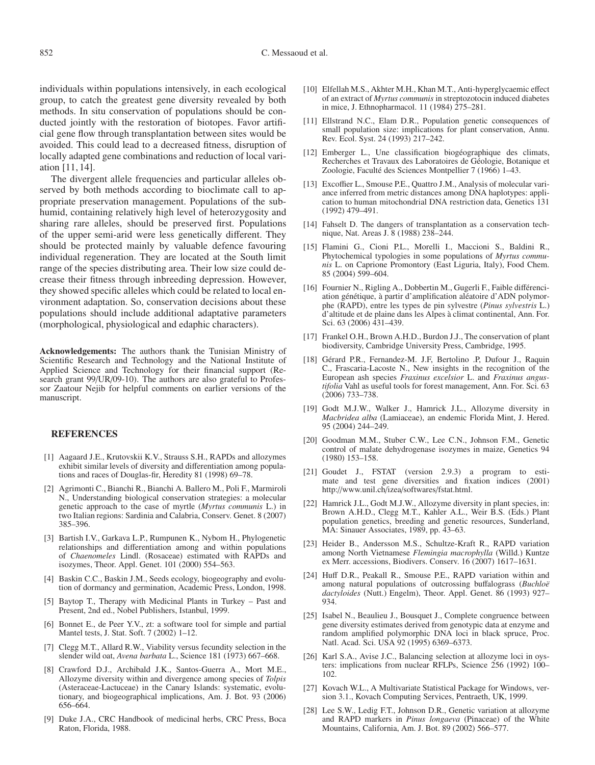individuals within populations intensively, in each ecological group, to catch the greatest gene diversity revealed by both methods. In situ conservation of populations should be conducted jointly with the restoration of biotopes. Favor artificial gene flow through transplantation between sites would be avoided. This could lead to a decreased fitness, disruption of locally adapted gene combinations and reduction of local variation [11, 14].

The divergent allele frequencies and particular alleles observed by both methods according to bioclimate call to appropriate preservation management. Populations of the subhumid, containing relatively high level of heterozygosity and sharing rare alleles, should be preserved first. Populations of the upper semi-arid were less genetically different. They should be protected mainly by valuable defence favouring individual regeneration. They are located at the South limit range of the species distributing area. Their low size could decrease their fitness through inbreeding depression. However, they showed specific alleles which could be related to local environment adaptation. So, conservation decisions about these populations should include additional adaptative parameters (morphological, physiological and edaphic characters).

**Acknowledgements:** The authors thank the Tunisian Ministry of Scientific Research and Technology and the National Institute of Applied Science and Technology for their financial support (Research grant 99/UR/09-10). The authors are also grateful to Professor Zaatour Nejib for helpful comments on earlier versions of the manuscript.

## REFERENCES

[1] Aagaard J.E., Krutovskii K.V., Strauss S.H., RAPDs and allozymes exhibit similar levels of diversity and differentiation among populations and races of Douglas-fir, Heredity 81 (1998) 69–78.

[2] Agrimonti C., Bianchi R., Bianchi A. Ballero M., Poli F., Marmiroli N., Understanding biological conservation strategies: a molecular genetic approach to the case of myrtle (*Myrtus communis* L.) in two Italian regions: Sardinia and Calabria, Conserv. Genet. 8 (2007) 385–396.

[3] Bartish I.V., Garkava L.P., Rumpunen K., Nybom H., Phylogenetic relationships and differentiation among and within populations of *Chaenomeles* Lindl. (Rosaceae) estimated with RAPDs and isozymes, Theor. Appl. Genet. 101 (2000) 554–563.

[4] Baskin C.C., Baskin J.M., Seeds ecology, biogeography and evolution of dormancy and germination, Academic Press, London, 1998.

[5] Baytop T., Therapy with Medicinal Plants in Turkey – Past and Present, 2nd ed., Nobel Publishers, Istanbul, 1999.

[6] Bonnet E., de Peer Y.V., zt: a software tool for simple and partial Mantel tests, J. Stat. Soft. 7 (2002) 1–12.

[7] Clegg M.T., Allard R.W., Viability versus fecundity selection in the slender wild oat, *Avena barbata* L., Science 181 (1973) 667–668.

[8] Crawford D.J., Archibald J.K., Santos-Guerra A., Mort M.E., Allozyme diversity within and divergence among species of *Tolpis* (Asteraceae-Lactuceae) in the Canary Islands: systematic, evolutionary, and biogeographical implications, Am. J. Bot. 93 (2006) 656–664.

[9] Duke J.A., CRC Handbook of medicinal herbs, CRC Press, Boca Raton, Florida, 1988.

[10] Elfellah M.S., Akhter M.H., Khan M.T., Anti-hyperglycaemic effect of an extract of *Myrtus communis* in streptozotocin induced diabetes in mice, J. Ethnopharmacol. 11 (1984) 275–281.

[11] Ellstrand N.C., Elam D.R., Population genetic consequences of small population size: implications for plant conservation, Annu. Rev. Ecol. Syst. 24 (1993) 217–242.

[12] Emberger L., Une classification biogéographique des climats, Recherches et Travaux des Laboratoires de Géologie, Botanique et Zoologie, Faculté des Sciences Montpellier 7 (1966) 1–43.

[13] Excoffier L., Smouse P.E., Quattro J.M., Analysis of molecular variance inferred from metric distances among DNA haplotypes: application to human mitochondrial DNA restriction data, Genetics 131 (1992) 479–491.

[14] Fahselt D. The dangers of transplantation as a conservation technique, Nat. Areas J. 8 (1988) 238–244.

[15] Flamini G., Cioni P.L., Morelli I., Maccioni S., Baldini R., Phytochemical typologies in some populations of *Myrtus communis* L. on Caprione Promontory (East Liguria, Italy), Food Chem. 85 (2004) 599–604.

[16] Fournier N., Rigling A., Dobbertin M., Gugerli F., Faible différenciation génétique, à partir d'amplification aléatoire d'ADN polymorphe (RAPD), entre les types de pin sylvestre (*Pinus sylvestris* L.) d'altitude et de plaine dans les Alpes à climat continental, Ann. For. Sci. 63 (2006) 431–439.

[17] Frankel O.H., Brown A.H.D., Burdon J.J., The conservation of plant biodiversity, Cambridge University Press, Cambridge, 1995.

[18] Gérard P.R., Fernandez-M. J.F, Bertolino .P, Dufour J., Raquin C., Frascaria-Lacoste N., New insights in the recognition of the European ash species *Fraxinus excelsior* L. and *Fraxinus angustifolia* Vahl as useful tools for forest management, Ann. For. Sci. 63 (2006) 733–738.

[19] Godt M.J.W., Walker J., Hamrick J.L., Allozyme diversity in *Macbridea alba* (Lamiaceae), an endemic Florida Mint, J. Hered. 95 (2004) 244–249.

[20] Goodman M.M., Stuber C.W., Lee C.N., Johnson F.M., Genetic control of malate dehydrogenase isozymes in maize, Genetics 94 (1980) 153–158.

[21] Goudet J., FSTAT (version 2.9.3) a program to estimate and test gene diversities and fixation indices (2001) http://www.unil.ch/izea/softwares/fstat.html.

[22] Hamrick J.L., Godt M.J.W., Allozyme diversity in plant species, in: Brown A.H.D., Clegg M.T., Kahler A.L., Weir B.S. (Eds.) Plant population genetics, breeding and genetic resources, Sunderland, MA: Sinauer Associates, 1989, pp. 43–63.

[23] Heider B., Andersson M.S., Schultze-Kraft R., RAPD variation among North Vietnamese *Flemingia macrophylla* (Willd.) Kuntze ex Merr. accessions, Biodivers. Conserv. 16 (2007) 1617–1631.

[24] Huff D.R., Peakall R., Smouse P.E., RAPD variation within and among natural populations of outcrossing buffalograss (*Buchloë dactyloides* (Nutt.) Engelm), Theor. Appl. Genet. 86 (1993) 927–934.

[25] Isabel N., Beaulieu J., Bousquet J., Complete congruence between gene diversity estimates derived from genotypic data at enzyme and random amplified polymorphic DNA loci in black spruce, Proc. Natl. Acad. Sci. USA 92 (1995) 6369–6373.

[26] Karl S.A., Avise J.C., Balancing selection at allozyme loci in oysters: implications from nuclear RFLPs, Science 256 (1992) 100–102.

[27] Kovach W.L., A Multivariate Statistical Package for Windows, version 3.1., Kovach Computing Services, Pentraeth, UK, 1999.

[28] Lee S.W., Ledig F.T., Johnson D.R., Genetic variation at allozyme and RAPD markers in *Pinus longaeva* (Pinaceae) of the White Mountains, California, Am. J. Bot. 89 (2002) 566–577.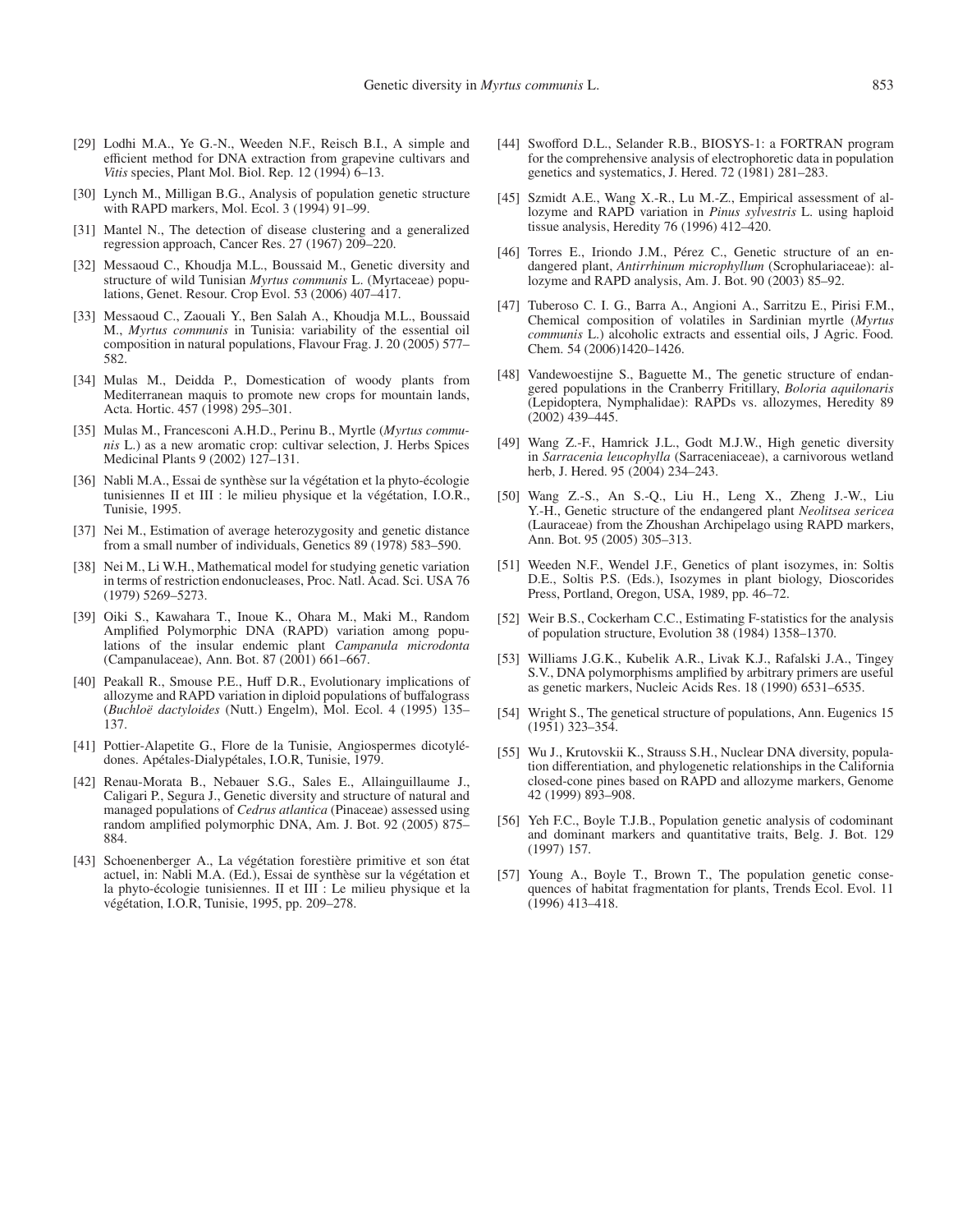[29] Lodhi M.A., Ye G.-N., Weeden N.F., Reisch B.I., A simple and efficient method for DNA extraction from grapevine cultivars and *Vitis* species, Plant Mol. Biol. Rep. 12 (1994) 6–13.

[30] Lynch M., Milligan B.G., Analysis of population genetic structure with RAPD markers, Mol. Ecol. 3 (1994) 91–99.

[31] Mantel N., The detection of disease clustering and a generalized regression approach, Cancer Res. 27 (1967) 209–220.

[32] Messaoud C., Khoudja M.L., Boussaid M., Genetic diversity and structure of wild Tunisian *Myrtus communis* L. (Myrtaceae) populations, Genet. Resour. Crop Evol. 53 (2006) 407–417.

[33] Messaoud C., Zaouali Y., Ben Salah A., Khoudja M.L., Boussaid M., *Myrtus communis* in Tunisia: variability of the essential oil composition in natural populations, Flavour Frag. J. 20 (2005) 577–582.

[34] Mulas M., Deidda P., Domestication of woody plants from Mediterranean maquis to promote new crops for mountain lands, Acta. Hortic. 457 (1998) 295–301.

[35] Mulas M., Francesconi A.H.D., Perinu B., Myrtle (*Myrtus communis* L.) as a new aromatic crop: cultivar selection, J. Herbs Spices Medicinal Plants 9 (2002) 127–131.

[36] Nabli M.A., Essai de synthèse sur la végétation et la phyto-écologie tunisiennes II et III : le milieu physique et la végétation, I.O.R., Tunisie, 1995.

[37] Nei M., Estimation of average heterozygosity and genetic distance from a small number of individuals, Genetics 89 (1978) 583–590.

[38] Nei M., Li W.H., Mathematical model for studying genetic variation in terms of restriction endonucleases, Proc. Natl. Acad. Sci. USA 76 (1979) 5269–5273.

[39] Oiki S., Kawahara T., Inoue K., Ohara M., Maki M., Random Amplified Polymorphic DNA (RAPD) variation among populations of the insular endemic plant *Campanula microdonta* (Campanulaceae), Ann. Bot. 87 (2001) 661–667.

[40] Peakall R., Smouse P.E., Huff D.R., Evolutionary implications of allozyme and RAPD variation in diploid populations of buffalograss (*Buchloë dactyloides* (Nutt.) Engelm), Mol. Ecol. 4 (1995) 135–137.

[41] Pottier-Alapetite G., Flore de la Tunisie, Angiospermes dicotylédones. Apétales-Dialypétales, I.O.R, Tunisie, 1979.

[42] Renau-Morata B., Nebauer S.G., Sales E., Allainguillaume J., Caligari P., Segura J., Genetic diversity and structure of natural and managed populations of *Cedrus atlantica* (Pinaceae) assessed using random amplified polymorphic DNA, Am. J. Bot. 92 (2005) 875–884.

[43] Schoenenberger A., La végétation forestière primitive et son état actuel, in: Nabli M.A. (Ed.), Essai de synthèse sur la végétation et la phyto-écologie tunisiennes. II et III : Le milieu physique et la végétation, I.O.R, Tunisie, 1995, pp. 209–278.

[44] Swofford D.L., Selander R.B., BIOSYS-1: a FORTRAN program for the comprehensive analysis of electrophoretic data in population genetics and systematics, J. Hered. 72 (1981) 281–283.

[45] Szmidt A.E., Wang X.-R., Lu M.-Z., Empirical assessment of allozyme and RAPD variation in *Pinus sylvestris* L. using haploid tissue analysis, Heredity 76 (1996) 412–420.

[46] Torres E., Iriondo J.M., Pérez C., Genetic structure of an endangered plant, *Antirrhinum microphyllum* (Scrophulariaceae): allozyme and RAPD analysis, Am. J. Bot. 90 (2003) 85–92.

[47] Tuberoso C. I. G., Barra A., Angioni A., Sarritzu E., Pirisi F.M., Chemical composition of volatiles in Sardinian myrtle (*Myrtus communis* L.) alcoholic extracts and essential oils, J Agric. Food. Chem. 54 (2006)1420–1426.

[48] Vandewoestijne S., Baguette M., The genetic structure of endangered populations in the Cranberry Fritillary, *Boloria aquilonaris* (Lepidoptera, Nymphalidae): RAPDs vs. allozymes, Heredity 89 (2002) 439–445.

[49] Wang Z.-F., Hamrick J.L., Godt M.J.W., High genetic diversity in *Sarracenia leucophylla* (Sarraceniaceae), a carnivorous wetland herb, J. Hered. 95 (2004) 234–243.

[50] Wang Z.-S., An S.-Q., Liu H., Leng X., Zheng J.-W., Liu Y.-H., Genetic structure of the endangered plant *Neolitsea sericea* (Lauraceae) from the Zhoushan Archipelago using RAPD markers, Ann. Bot. 95 (2005) 305–313.

[51] Weeden N.F., Wendel J.F., Genetics of plant isozymes, in: Soltis D.E., Soltis P.S. (Eds.), Isozymes in plant biology, Dioscorides Press, Portland, Oregon, USA, 1989, pp. 46–72.

[52] Weir B.S., Cockerham C.C., Estimating F-statistics for the analysis of population structure, Evolution 38 (1984) 1358–1370.

[53] Williams J.G.K., Kubelik A.R., Livak K.J., Rafalski J.A., Tingey S.V., DNA polymorphisms amplified by arbitrary primers are useful as genetic markers, Nucleic Acids Res. 18 (1990) 6531–6535.

[54] Wright S., The genetical structure of populations, Ann. Eugenics 15 (1951) 323–354.

[55] Wu J., Krutovskii K., Strauss S.H., Nuclear DNA diversity, population differentiation, and phylogenetic relationships in the California closed-cone pines based on RAPD and allozyme markers, Genome 42 (1999) 893–908.

[56] Yeh F.C., Boyle T.J.B., Population genetic analysis of codominant and dominant markers and quantitative traits, Belg. J. Bot. 129 (1997) 157.

[57] Young A., Boyle T., Brown T., The population genetic consequences of habitat fragmentation for plants, Trends Ecol. Evol. 11 (1996) 413–418.